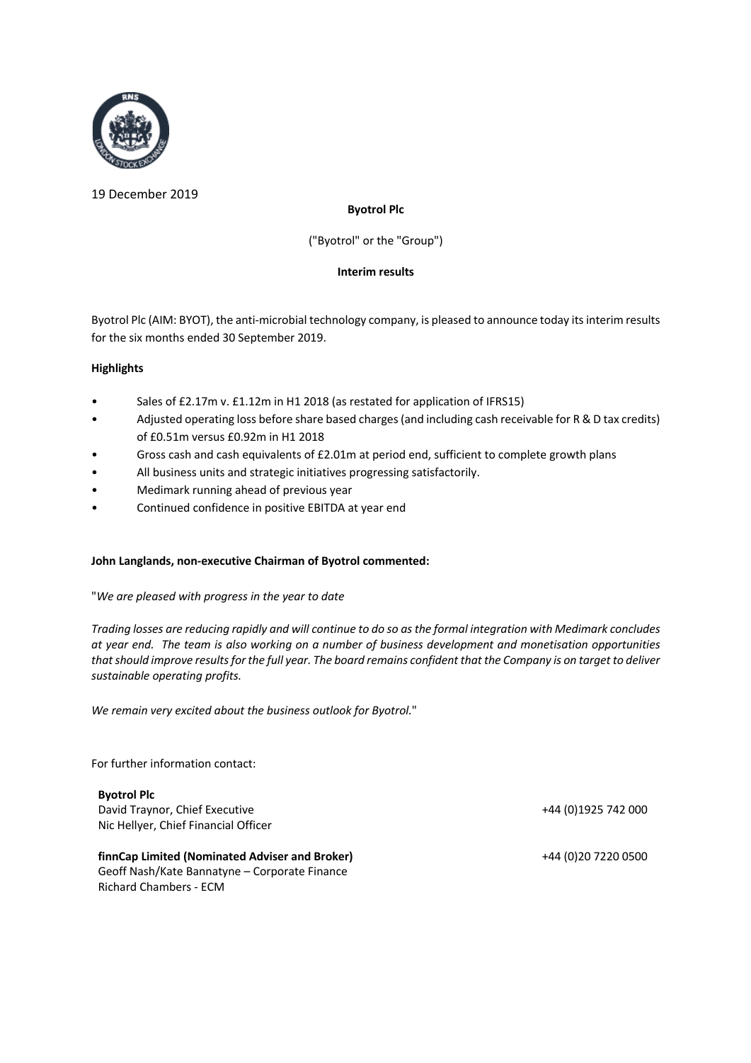19 December 2019

**Byotrol Plc**

("Byotrol" or the "Group")

**Interim results**

Byotrol Plc (AIM: BYOT), the anti-microbial technology company, is pleased to announce today its interim results for the six months ended 30 September 2019.

**Highlights**

- Sales of £2.17m v. £1.12m in H1 2018 (as restated for application of IFRS15)
- Adjusted operating loss before share based charges (and including cash receivable for R & D tax credits) of £0.51m versus £0.92m in H1 2018
- Gross cash and cash equivalents of £2.01m at period end, sufficient to complete growth plans
- All business units and strategic initiatives progressing satisfactorily.
- Medimark running ahead of previous year
- Continued confidence in positive EBITDA at year end

**John Langlands, non-executive Chairman of Byotrol commented:**

"*We are pleased with progress in the year to date*

*Trading losses are reducing rapidly and will continue to do so as the formal integration with Medimark concludes at year end. The team is also working on a number of business development and monetisation opportunities that should improve results for the full year. The board remains confident that the Company is on target to deliver sustainable operating profits.*

*We remain very excited about the business outlook for Byotrol.*"

For further information contact:

| | |
|---|---|
| **Byotrol Plc** | |
| David Traynor, Chief Executive | +44 (0)1925 742 000 |
| Nic Hellyer, Chief Financial Officer | |
| | |
| **finnCap Limited (Nominated Adviser and Broker)** | +44 (0)20 7220 0500 |
| Geoff Nash/Kate Bannatyne – Corporate Finance | |
| Richard Chambers - ECM | |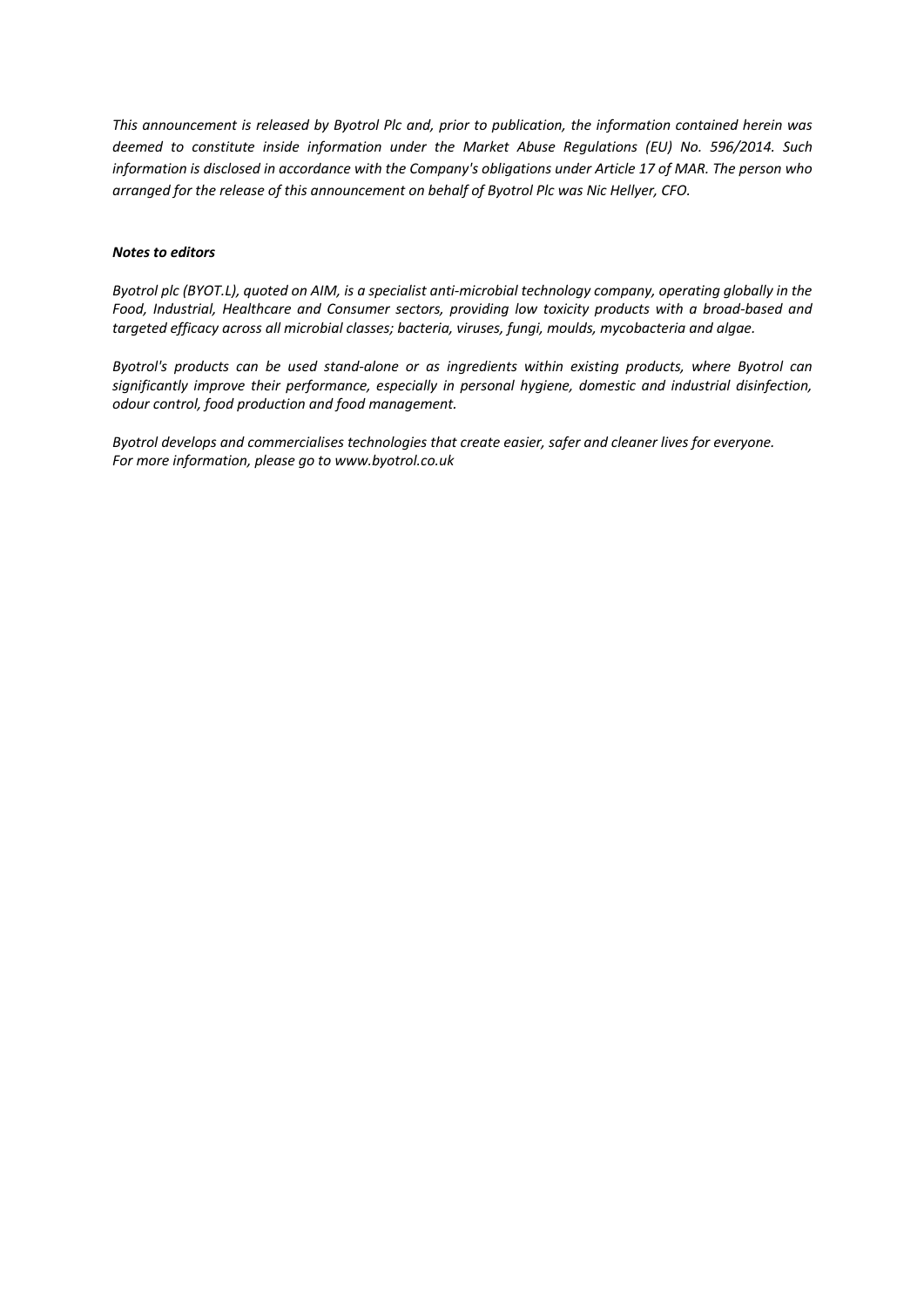*This announcement is released by Byotrol Plc and, prior to publication, the information contained herein was deemed to constitute inside information under the Market Abuse Regulations (EU) No. 596/2014. Such information is disclosed in accordance with the Company's obligations under Article 17 of MAR. The person who arranged for the release of this announcement on behalf of Byotrol Plc was Nic Hellyer, CFO.*

***Notes to editors***

*Byotrol plc (BYOT.L), quoted on AIM, is a specialist anti-microbial technology company, operating globally in the Food, Industrial, Healthcare and Consumer sectors, providing low toxicity products with a broad-based and targeted efficacy across all microbial classes; bacteria, viruses, fungi, moulds, mycobacteria and algae.*

*Byotrol's products can be used stand-alone or as ingredients within existing products, where Byotrol can significantly improve their performance, especially in personal hygiene, domestic and industrial disinfection, odour control, food production and food management.*

*Byotrol develops and commercialises technologies that create easier, safer and cleaner lives for everyone.*
*For more information, please go to www.byotrol.co.uk*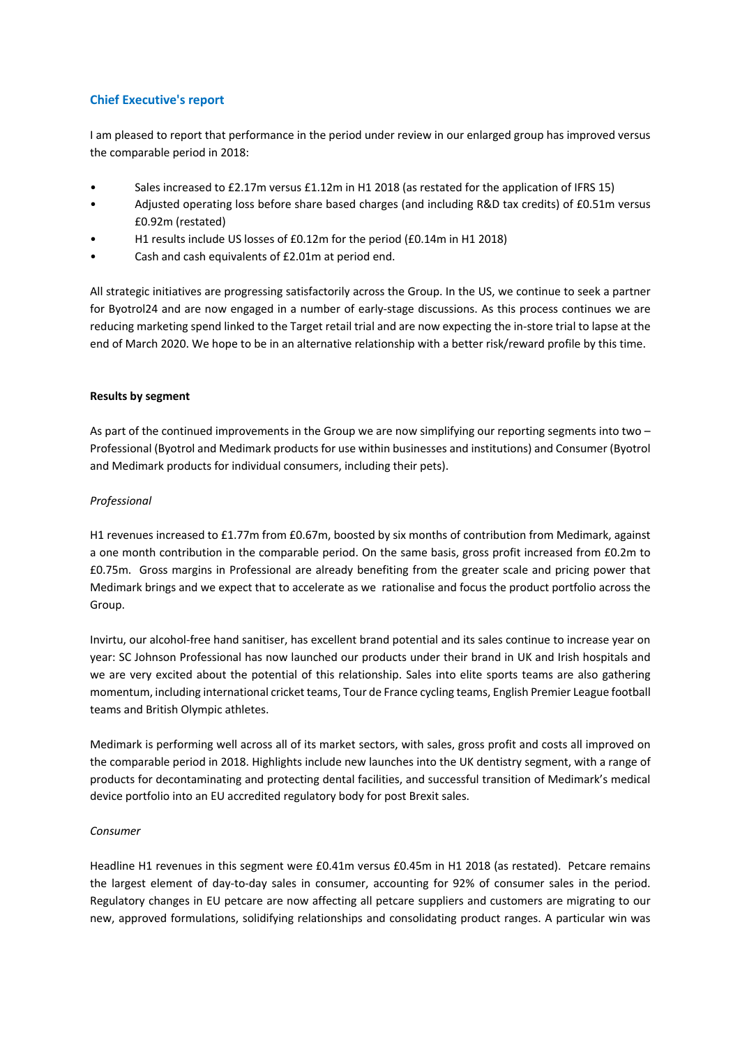## Chief Executive's report

I am pleased to report that performance in the period under review in our enlarged group has improved versus the comparable period in 2018:

- Sales increased to £2.17m versus £1.12m in H1 2018 (as restated for the application of IFRS 15)
- Adjusted operating loss before share based charges (and including R&D tax credits) of £0.51m versus £0.92m (restated)
- H1 results include US losses of £0.12m for the period (£0.14m in H1 2018)
- Cash and cash equivalents of £2.01m at period end.

All strategic initiatives are progressing satisfactorily across the Group. In the US, we continue to seek a partner for Byotrol24 and are now engaged in a number of early-stage discussions. As this process continues we are reducing marketing spend linked to the Target retail trial and are now expecting the in-store trial to lapse at the end of March 2020. We hope to be in an alternative relationship with a better risk/reward profile by this time.

**Results by segment**

As part of the continued improvements in the Group we are now simplifying our reporting segments into two – Professional (Byotrol and Medimark products for use within businesses and institutions) and Consumer (Byotrol and Medimark products for individual consumers, including their pets).

*Professional*

H1 revenues increased to £1.77m from £0.67m, boosted by six months of contribution from Medimark, against a one month contribution in the comparable period. On the same basis, gross profit increased from £0.2m to £0.75m. Gross margins in Professional are already benefiting from the greater scale and pricing power that Medimark brings and we expect that to accelerate as we rationalise and focus the product portfolio across the Group.

Invirtu, our alcohol-free hand sanitiser, has excellent brand potential and its sales continue to increase year on year: SC Johnson Professional has now launched our products under their brand in UK and Irish hospitals and we are very excited about the potential of this relationship. Sales into elite sports teams are also gathering momentum, including international cricket teams, Tour de France cycling teams, English Premier League football teams and British Olympic athletes.

Medimark is performing well across all of its market sectors, with sales, gross profit and costs all improved on the comparable period in 2018. Highlights include new launches into the UK dentistry segment, with a range of products for decontaminating and protecting dental facilities, and successful transition of Medimark's medical device portfolio into an EU accredited regulatory body for post Brexit sales.

*Consumer*

Headline H1 revenues in this segment were £0.41m versus £0.45m in H1 2018 (as restated). Petcare remains the largest element of day-to-day sales in consumer, accounting for 92% of consumer sales in the period. Regulatory changes in EU petcare are now affecting all petcare suppliers and customers are migrating to our new, approved formulations, solidifying relationships and consolidating product ranges. A particular win was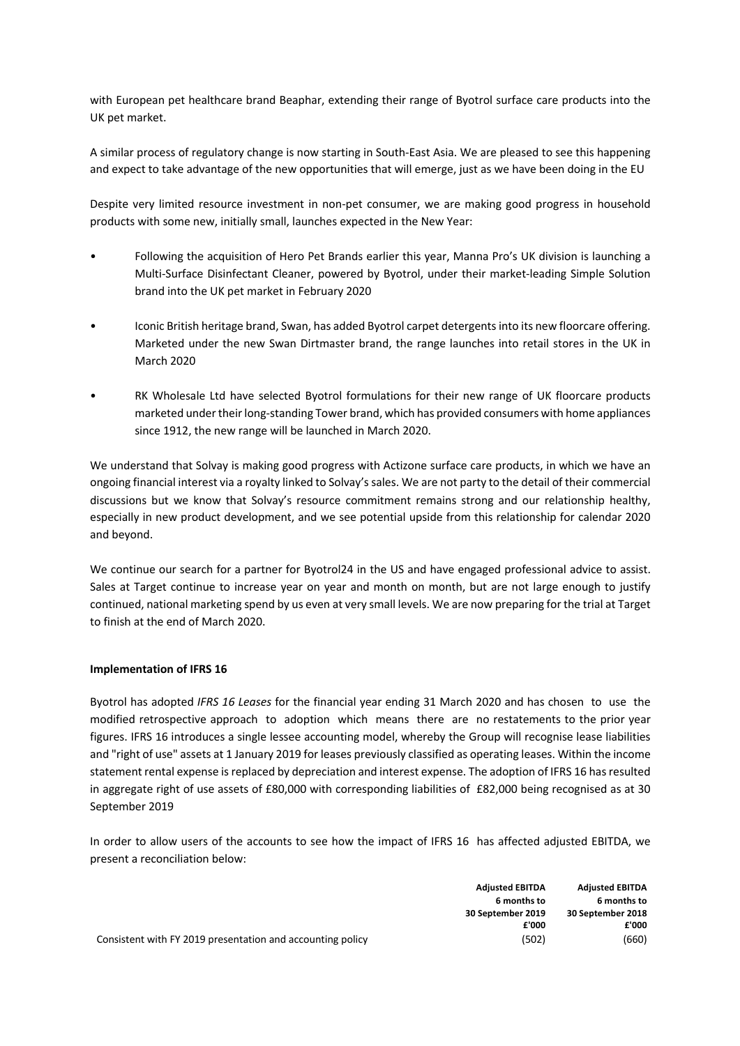with European pet healthcare brand Beaphar, extending their range of Byotrol surface care products into the UK pet market.

A similar process of regulatory change is now starting in South-East Asia. We are pleased to see this happening and expect to take advantage of the new opportunities that will emerge, just as we have been doing in the EU

Despite very limited resource investment in non-pet consumer, we are making good progress in household products with some new, initially small, launches expected in the New Year:

- Following the acquisition of Hero Pet Brands earlier this year, Manna Pro's UK division is launching a Multi-Surface Disinfectant Cleaner, powered by Byotrol, under their market-leading Simple Solution brand into the UK pet market in February 2020
- Iconic British heritage brand, Swan, has added Byotrol carpet detergents into its new floorcare offering. Marketed under the new Swan Dirtmaster brand, the range launches into retail stores in the UK in March 2020
- RK Wholesale Ltd have selected Byotrol formulations for their new range of UK floorcare products marketed under their long-standing Tower brand, which has provided consumers with home appliances since 1912, the new range will be launched in March 2020.

We understand that Solvay is making good progress with Actizone surface care products, in which we have an ongoing financial interest via a royalty linked to Solvay's sales. We are not party to the detail of their commercial discussions but we know that Solvay's resource commitment remains strong and our relationship healthy, especially in new product development, and we see potential upside from this relationship for calendar 2020 and beyond.

We continue our search for a partner for Byotrol24 in the US and have engaged professional advice to assist. Sales at Target continue to increase year on year and month on month, but are not large enough to justify continued, national marketing spend by us even at very small levels. We are now preparing for the trial at Target to finish at the end of March 2020.

**Implementation of IFRS 16**

Byotrol has adopted *IFRS 16 Leases* for the financial year ending 31 March 2020 and has chosen to use the modified retrospective approach to adoption which means there are no restatements to the prior year figures. IFRS 16 introduces a single lessee accounting model, whereby the Group will recognise lease liabilities and "right of use" assets at 1 January 2019 for leases previously classified as operating leases. Within the income statement rental expense is replaced by depreciation and interest expense. The adoption of IFRS 16 has resulted in aggregate right of use assets of £80,000 with corresponding liabilities of £82,000 being recognised as at 30 September 2019

In order to allow users of the accounts to see how the impact of IFRS 16 has affected adjusted EBITDA, we present a reconciliation below:

| | Adjusted EBITDA 6 months to 30 September 2019 £'000 | Adjusted EBITDA 6 months to 30 September 2018 £'000 |
|---|---|---|
| Consistent with FY 2019 presentation and accounting policy | (502) | (660) |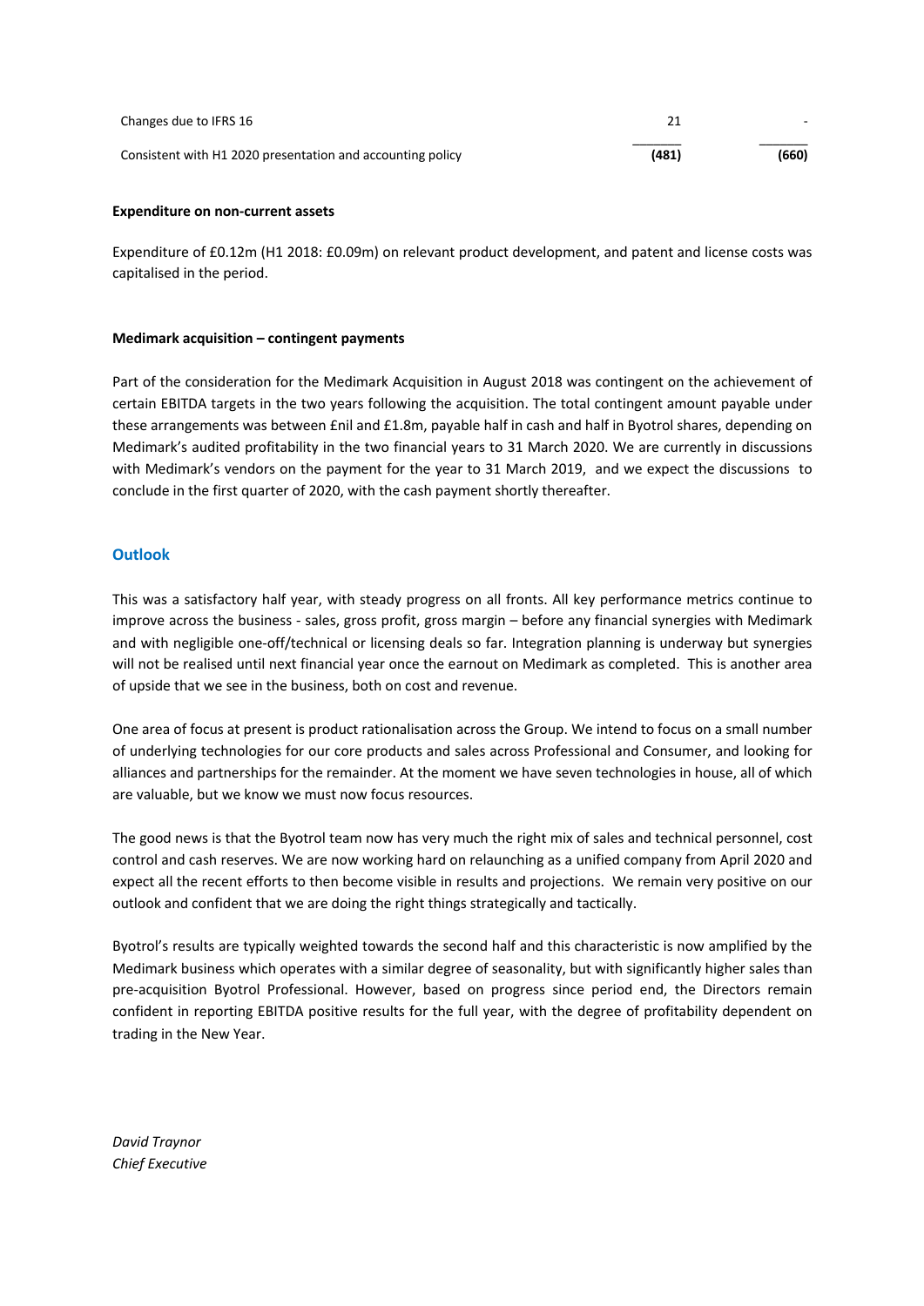| | | |
|---|---|---|
| Changes due to IFRS 16 | 21 | - |
| Consistent with H1 2020 presentation and accounting policy | **(481)** | **(660)** |

**Expenditure on non-current assets**

Expenditure of £0.12m (H1 2018: £0.09m) on relevant product development, and patent and license costs was capitalised in the period.

**Medimark acquisition – contingent payments**

Part of the consideration for the Medimark Acquisition in August 2018 was contingent on the achievement of certain EBITDA targets in the two years following the acquisition. The total contingent amount payable under these arrangements was between £nil and £1.8m, payable half in cash and half in Byotrol shares, depending on Medimark's audited profitability in the two financial years to 31 March 2020. We are currently in discussions with Medimark's vendors on the payment for the year to 31 March 2019, and we expect the discussions to conclude in the first quarter of 2020, with the cash payment shortly thereafter.

## Outlook

This was a satisfactory half year, with steady progress on all fronts. All key performance metrics continue to improve across the business - sales, gross profit, gross margin – before any financial synergies with Medimark and with negligible one-off/technical or licensing deals so far. Integration planning is underway but synergies will not be realised until next financial year once the earnout on Medimark as completed. This is another area of upside that we see in the business, both on cost and revenue.

One area of focus at present is product rationalisation across the Group. We intend to focus on a small number of underlying technologies for our core products and sales across Professional and Consumer, and looking for alliances and partnerships for the remainder. At the moment we have seven technologies in house, all of which are valuable, but we know we must now focus resources.

The good news is that the Byotrol team now has very much the right mix of sales and technical personnel, cost control and cash reserves. We are now working hard on relaunching as a unified company from April 2020 and expect all the recent efforts to then become visible in results and projections. We remain very positive on our outlook and confident that we are doing the right things strategically and tactically.

Byotrol's results are typically weighted towards the second half and this characteristic is now amplified by the Medimark business which operates with a similar degree of seasonality, but with significantly higher sales than pre-acquisition Byotrol Professional. However, based on progress since period end, the Directors remain confident in reporting EBITDA positive results for the full year, with the degree of profitability dependent on trading in the New Year.

*David Traynor*
*Chief Executive*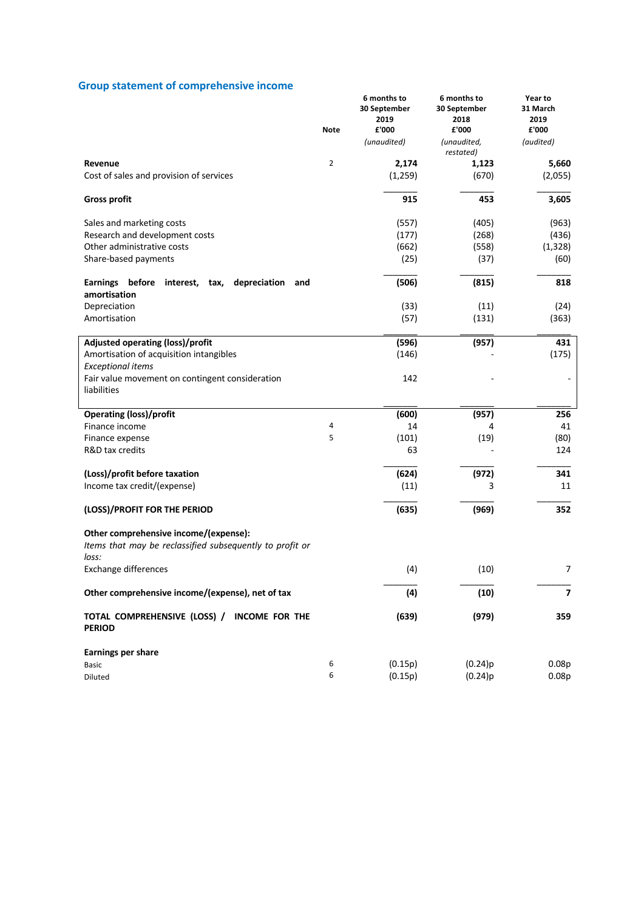## Group statement of comprehensive income

| | Note | 6 months to 30 September 2019 £'000 *(unaudited)* | 6 months to 30 September 2018 £'000 *(unaudited, restated)* | Year to 31 March 2019 £'000 *(audited)* |
|---|---|---|---|---|
| **Revenue** | 2 | **2,174** | **1,123** | **5,660** |
| Cost of sales and provision of services | | (1,259) | (670) | (2,055) |
| **Gross profit** | | **915** | **453** | **3,605** |
| Sales and marketing costs | | (557) | (405) | (963) |
| Research and development costs | | (177) | (268) | (436) |
| Other administrative costs | | (662) | (558) | (1,328) |
| Share-based payments | | (25) | (37) | (60) |
| **Earnings before interest, tax, depreciation and amortisation** | | **(506)** | **(815)** | **818** |
| Depreciation | | (33) | (11) | (24) |
| Amortisation | | (57) | (131) | (363) |
| **Adjusted operating (loss)/profit** | | **(596)** | **(957)** | **431** |
| Amortisation of acquisition intangibles | | (146) | - | (175) |
| *Exceptional items* | | | | |
| Fair value movement on contingent consideration liabilities | | 142 | - | - |
| **Operating (loss)/profit** | | **(600)** | **(957)** | **256** |
| Finance income | 4 | 14 | 4 | 41 |
| Finance expense | 5 | (101) | (19) | (80) |
| R&D tax credits | | 63 | - | 124 |
| **(Loss)/profit before taxation** | | **(624)** | **(972)** | **341** |
| Income tax credit/(expense) | | (11) | 3 | 11 |
| **(LOSS)/PROFIT FOR THE PERIOD** | | **(635)** | **(969)** | **352** |
| **Other comprehensive income/(expense):** | | | | |
| *Items that may be reclassified subsequently to profit or loss:* | | | | |
| Exchange differences | | (4) | (10) | 7 |
| **Other comprehensive income/(expense), net of tax** | | **(4)** | **(10)** | **7** |
| **TOTAL COMPREHENSIVE (LOSS) / INCOME FOR THE PERIOD** | | **(639)** | **(979)** | **359** |
| **Earnings per share** | | | | |
| Basic | 6 | (0.15p) | (0.24)p | 0.08p |
| Diluted | 6 | (0.15p) | (0.24)p | 0.08p |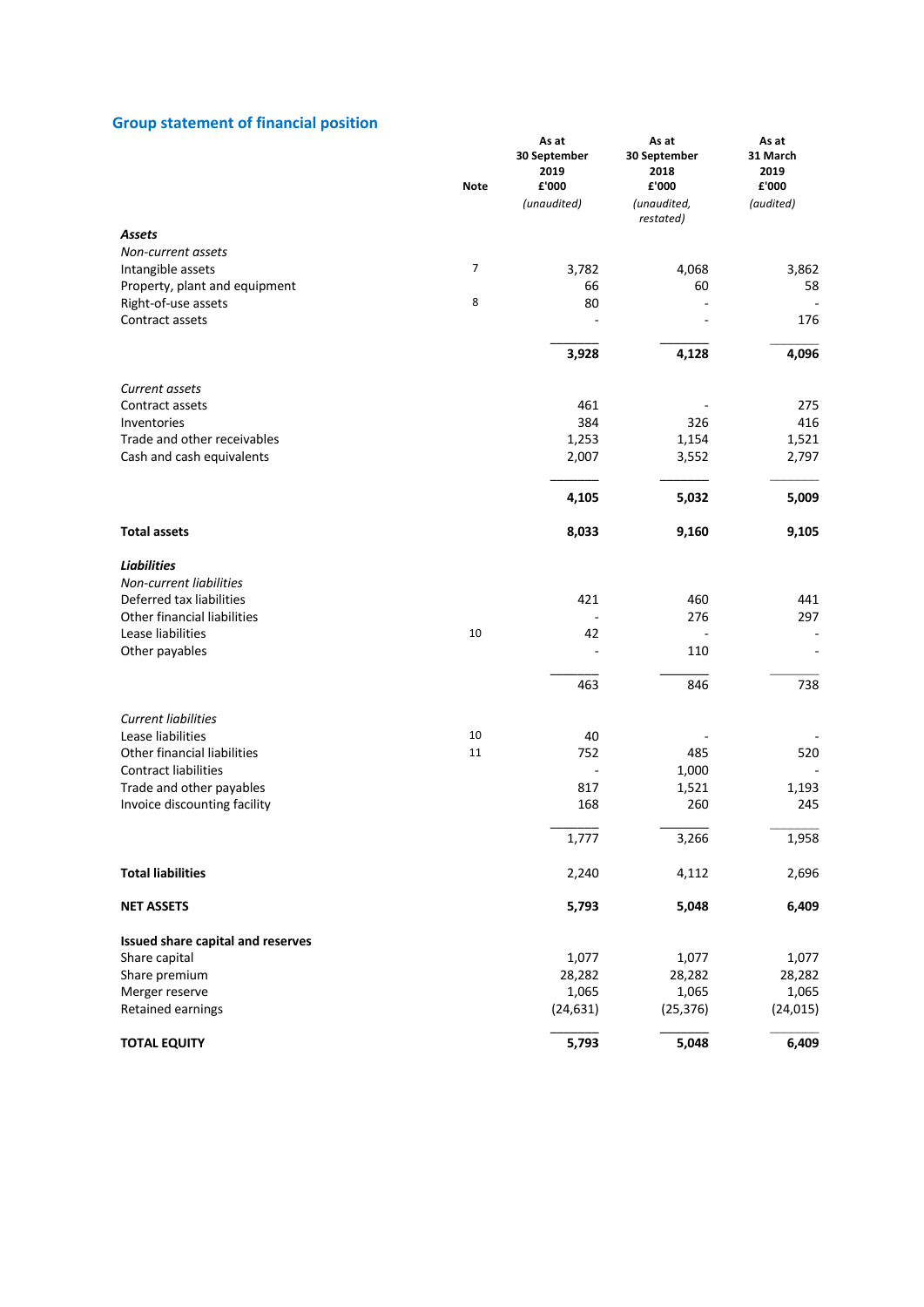## Group statement of financial position

| | Note | As at 30 September 2019 £'000 *(unaudited)* | As at 30 September 2018 £'000 *(unaudited, restated)* | As at 31 March 2019 £'000 *(audited)* |
|---|---|---|---|---|
| ***Assets*** | | | | |
| *Non-current assets* | | | | |
| Intangible assets | 7 | 3,782 | 4,068 | 3,862 |
| Property, plant and equipment | | 66 | 60 | 58 |
| Right-of-use assets | 8 | 80 | - | - |
| Contract assets | | - | - | 176 |
| | | **3,928** | **4,128** | **4,096** |
| *Current assets* | | | | |
| Contract assets | | 461 | - | 275 |
| Inventories | | 384 | 326 | 416 |
| Trade and other receivables | | 1,253 | 1,154 | 1,521 |
| Cash and cash equivalents | | 2,007 | 3,552 | 2,797 |
| | | **4,105** | **5,032** | **5,009** |
| **Total assets** | | **8,033** | **9,160** | **9,105** |
| ***Liabilities*** | | | | |
| *Non-current liabilities* | | | | |
| Deferred tax liabilities | | 421 | 460 | 441 |
| Other financial liabilities | | - | 276 | 297 |
| Lease liabilities | 10 | 42 | - | - |
| Other payables | | - | 110 | - |
| | | 463 | 846 | 738 |
| *Current liabilities* | | | | |
| Lease liabilities | 10 | 40 | - | - |
| Other financial liabilities | 11 | 752 | 485 | 520 |
| Contract liabilities | | - | 1,000 | - |
| Trade and other payables | | 817 | 1,521 | 1,193 |
| Invoice discounting facility | | 168 | 260 | 245 |
| | | 1,777 | 3,266 | 1,958 |
| **Total liabilities** | | 2,240 | 4,112 | 2,696 |
| **NET ASSETS** | | **5,793** | **5,048** | **6,409** |
| **Issued share capital and reserves** | | | | |
| Share capital | | 1,077 | 1,077 | 1,077 |
| Share premium | | 28,282 | 28,282 | 28,282 |
| Merger reserve | | 1,065 | 1,065 | 1,065 |
| Retained earnings | | (24,631) | (25,376) | (24,015) |
| **TOTAL EQUITY** | | **5,793** | **5,048** | **6,409** |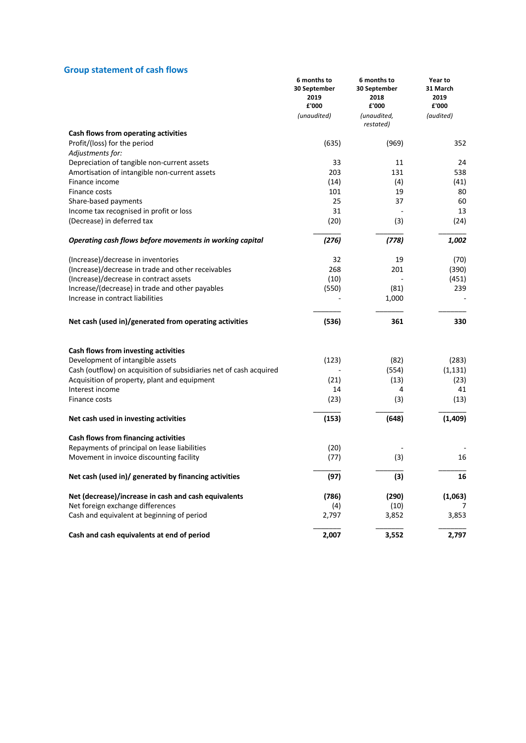## Group statement of cash flows

| | 6 months to 30 September 2019 £'000 *(unaudited)* | 6 months to 30 September 2018 £'000 *(unaudited, restated)* | Year to 31 March 2019 £'000 *(audited)* |
|---|---|---|---|
| **Cash flows from operating activities** | | | |
| Profit/(loss) for the period | (635) | (969) | 352 |
| *Adjustments for:* | | | |
| Depreciation of tangible non-current assets | 33 | 11 | 24 |
| Amortisation of intangible non-current assets | 203 | 131 | 538 |
| Finance income | (14) | (4) | (41) |
| Finance costs | 101 | 19 | 80 |
| Share-based payments | 25 | 37 | 60 |
| Income tax recognised in profit or loss | 31 | - | 13 |
| (Decrease) in deferred tax | (20) | (3) | (24) |
| ***Operating cash flows before movements in working capital*** | ***(276)*** | ***(778)*** | ***1,002*** |
| (Increase)/decrease in inventories | 32 | 19 | (70) |
| (Increase)/decrease in trade and other receivables | 268 | 201 | (390) |
| (Increase)/decrease in contract assets | (10) | - | (451) |
| Increase/(decrease) in trade and other payables | (550) | (81) | 239 |
| Increase in contract liabilities | - | 1,000 | - |
| **Net cash (used in)/generated from operating activities** | **(536)** | **361** | **330** |
| **Cash flows from investing activities** | | | |
| Development of intangible assets | (123) | (82) | (283) |
| Cash (outflow) on acquisition of subsidiaries net of cash acquired | - | (554) | (1,131) |
| Acquisition of property, plant and equipment | (21) | (13) | (23) |
| Interest income | 14 | 4 | 41 |
| Finance costs | (23) | (3) | (13) |
| **Net cash used in investing activities** | **(153)** | **(648)** | **(1,409)** |
| **Cash flows from financing activities** | | | |
| Repayments of principal on lease liabilities | (20) | - | - |
| Movement in invoice discounting facility | (77) | (3) | 16 |
| **Net cash (used in)/ generated by financing activities** | **(97)** | **(3)** | **16** |
| **Net (decrease)/increase in cash and cash equivalents** | **(786)** | **(290)** | **(1,063)** |
| Net foreign exchange differences | (4) | (10) | 7 |
| Cash and equivalent at beginning of period | 2,797 | 3,852 | 3,853 |
| **Cash and cash equivalents at end of period** | **2,007** | **3,552** | **2,797** |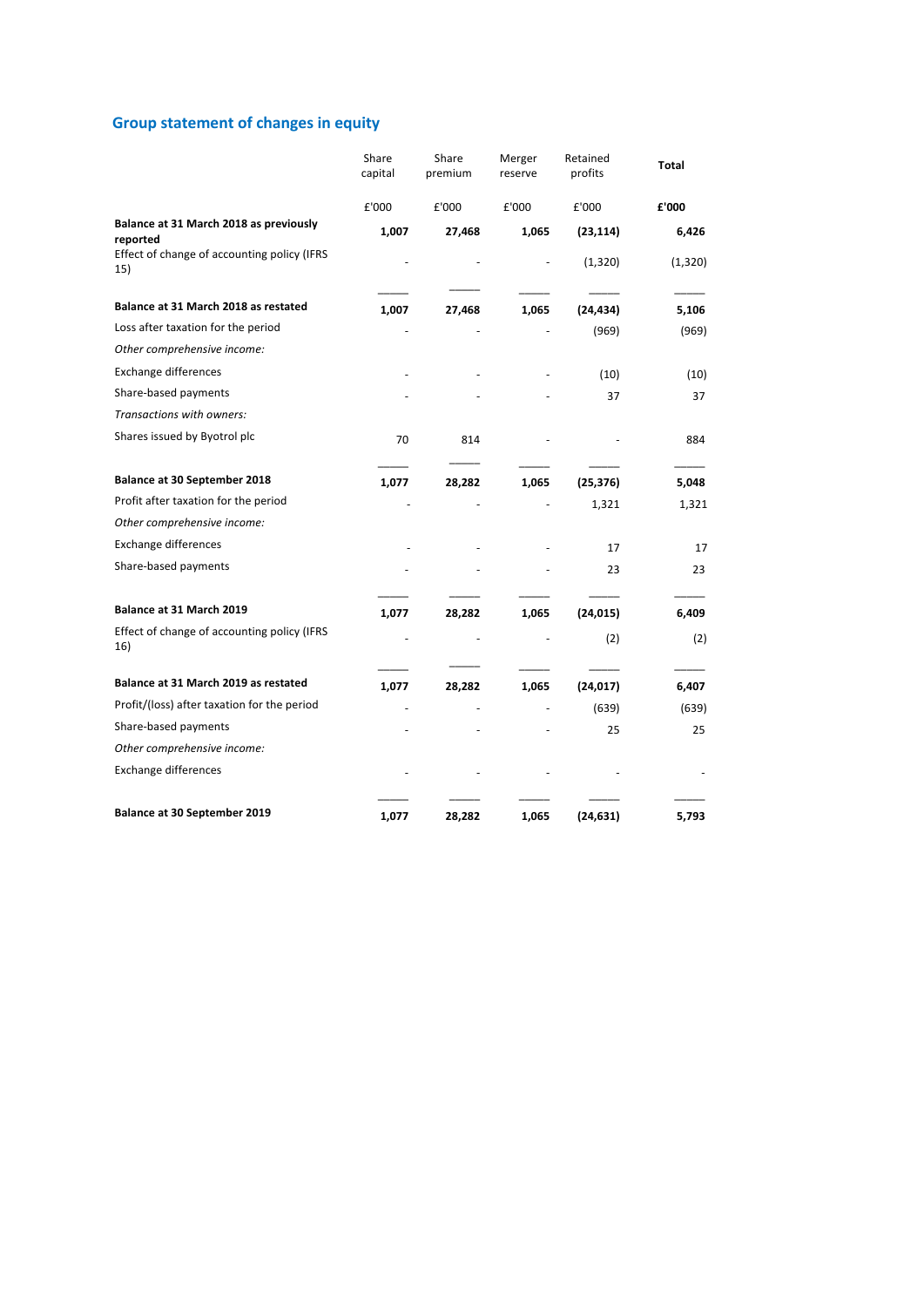## Group statement of changes in equity

| | Share capital | Share premium | Merger reserve | Retained profits | **Total** |
|---|---|---|---|---|---|
| | £'000 | £'000 | £'000 | £'000 | **£'000** |
| **Balance at 31 March 2018 as previously reported** | **1,007** | **27,468** | **1,065** | **(23,114)** | **6,426** |
| Effect of change of accounting policy (IFRS 15) | - | - | - | (1,320) | (1,320) |
| **Balance at 31 March 2018 as restated** | **1,007** | **27,468** | **1,065** | **(24,434)** | **5,106** |
| Loss after taxation for the period | - | - | - | (969) | (969) |
| *Other comprehensive income:* | | | | | |
| Exchange differences | - | - | - | (10) | (10) |
| Share-based payments | - | - | - | 37 | 37 |
| *Transactions with owners:* | | | | | |
| Shares issued by Byotrol plc | 70 | 814 | - | - | 884 |
| **Balance at 30 September 2018** | **1,077** | **28,282** | **1,065** | **(25,376)** | **5,048** |
| Profit after taxation for the period | - | - | - | 1,321 | 1,321 |
| *Other comprehensive income:* | | | | | |
| Exchange differences | - | - | - | 17 | 17 |
| Share-based payments | - | - | - | 23 | 23 |
| **Balance at 31 March 2019** | **1,077** | **28,282** | **1,065** | **(24,015)** | **6,409** |
| Effect of change of accounting policy (IFRS 16) | - | - | - | (2) | (2) |
| **Balance at 31 March 2019 as restated** | **1,077** | **28,282** | **1,065** | **(24,017)** | **6,407** |
| Profit/(loss) after taxation for the period | - | - | - | (639) | (639) |
| Share-based payments | - | - | - | 25 | 25 |
| *Other comprehensive income:* | | | | | |
| Exchange differences | - | - | - | - | - |
| **Balance at 30 September 2019** | **1,077** | **28,282** | **1,065** | **(24,631)** | **5,793** |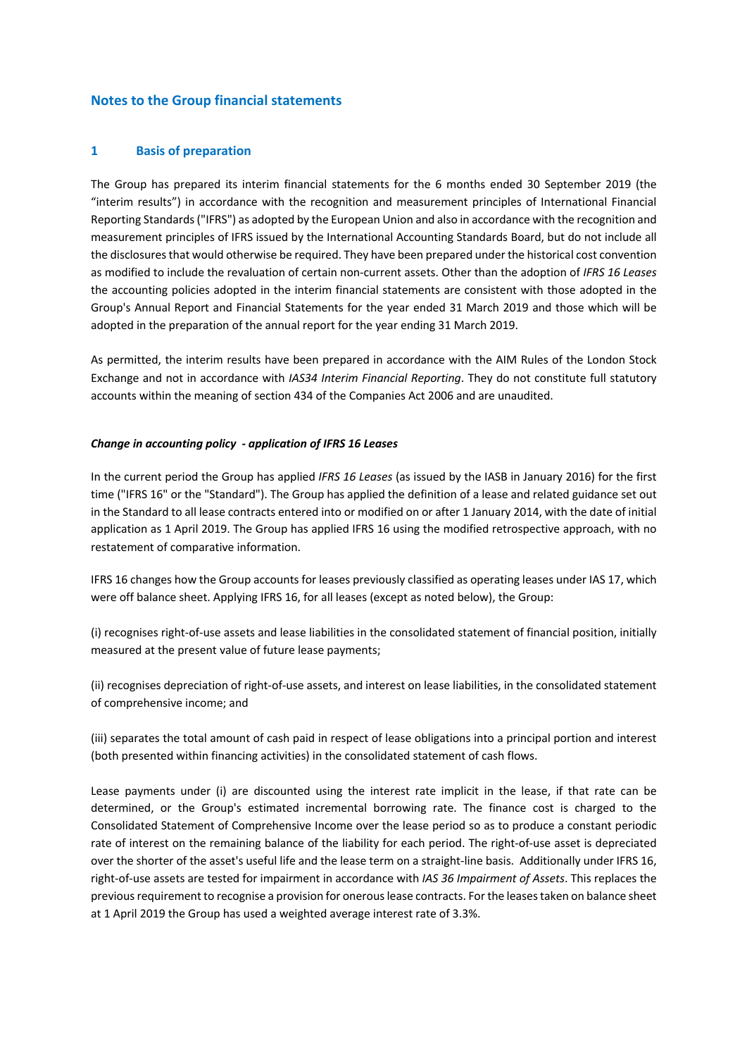## Notes to the Group financial statements

### 1 Basis of preparation

The Group has prepared its interim financial statements for the 6 months ended 30 September 2019 (the "interim results") in accordance with the recognition and measurement principles of International Financial Reporting Standards ("IFRS") as adopted by the European Union and also in accordance with the recognition and measurement principles of IFRS issued by the International Accounting Standards Board, but do not include all the disclosures that would otherwise be required. They have been prepared under the historical cost convention as modified to include the revaluation of certain non-current assets. Other than the adoption of *IFRS 16 Leases* the accounting policies adopted in the interim financial statements are consistent with those adopted in the Group's Annual Report and Financial Statements for the year ended 31 March 2019 and those which will be adopted in the preparation of the annual report for the year ending 31 March 2019.

As permitted, the interim results have been prepared in accordance with the AIM Rules of the London Stock Exchange and not in accordance with *IAS34 Interim Financial Reporting*. They do not constitute full statutory accounts within the meaning of section 434 of the Companies Act 2006 and are unaudited.

***Change in accounting policy - application of IFRS 16 Leases***

In the current period the Group has applied *IFRS 16 Leases* (as issued by the IASB in January 2016) for the first time ("IFRS 16" or the "Standard"). The Group has applied the definition of a lease and related guidance set out in the Standard to all lease contracts entered into or modified on or after 1 January 2014, with the date of initial application as 1 April 2019. The Group has applied IFRS 16 using the modified retrospective approach, with no restatement of comparative information.

IFRS 16 changes how the Group accounts for leases previously classified as operating leases under IAS 17, which were off balance sheet. Applying IFRS 16, for all leases (except as noted below), the Group:

(i) recognises right-of-use assets and lease liabilities in the consolidated statement of financial position, initially measured at the present value of future lease payments;

(ii) recognises depreciation of right-of-use assets, and interest on lease liabilities, in the consolidated statement of comprehensive income; and

(iii) separates the total amount of cash paid in respect of lease obligations into a principal portion and interest (both presented within financing activities) in the consolidated statement of cash flows.

Lease payments under (i) are discounted using the interest rate implicit in the lease, if that rate can be determined, or the Group's estimated incremental borrowing rate. The finance cost is charged to the Consolidated Statement of Comprehensive Income over the lease period so as to produce a constant periodic rate of interest on the remaining balance of the liability for each period. The right-of-use asset is depreciated over the shorter of the asset's useful life and the lease term on a straight-line basis. Additionally under IFRS 16, right-of-use assets are tested for impairment in accordance with *IAS 36 Impairment of Assets*. This replaces the previous requirement to recognise a provision for onerous lease contracts. For the leases taken on balance sheet at 1 April 2019 the Group has used a weighted average interest rate of 3.3%.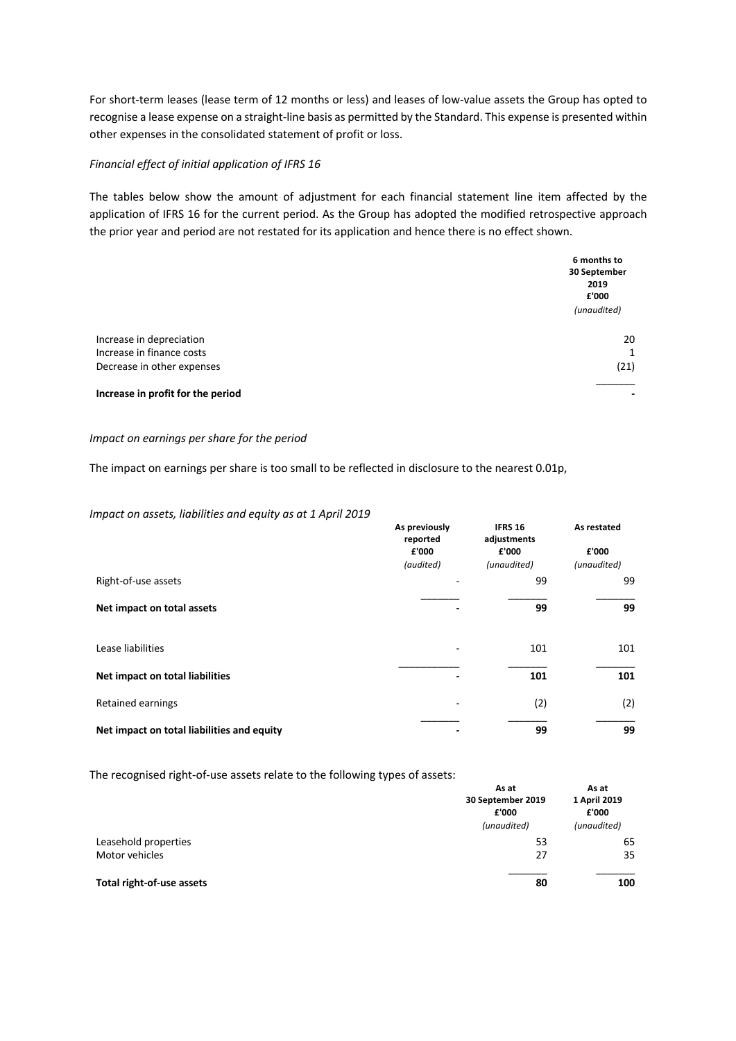For short-term leases (lease term of 12 months or less) and leases of low-value assets the Group has opted to recognise a lease expense on a straight-line basis as permitted by the Standard. This expense is presented within other expenses in the consolidated statement of profit or loss.

*Financial effect of initial application of IFRS 16*

The tables below show the amount of adjustment for each financial statement line item affected by the application of IFRS 16 for the current period. As the Group has adopted the modified retrospective approach the prior year and period are not restated for its application and hence there is no effect shown.

| | 6 months to 30 September 2019 £'000 *(unaudited)* |
|---|---|
| Increase in depreciation | 20 |
| Increase in finance costs | 1 |
| Decrease in other expenses | (21) |
| **Increase in profit for the period** | **-** |

*Impact on earnings per share for the period*

The impact on earnings per share is too small to be reflected in disclosure to the nearest 0.01p,

*Impact on assets, liabilities and equity as at 1 April 2019*

| | As previously reported £'000 *(audited)* | IFRS 16 adjustments £'000 *(unaudited)* | As restated £'000 *(unaudited)* |
|---|---|---|---|
| Right-of-use assets | - | 99 | 99 |
| **Net impact on total assets** | **-** | **99** | **99** |
| Lease liabilities | - | 101 | 101 |
| **Net impact on total liabilities** | **-** | **101** | **101** |
| Retained earnings | - | (2) | (2) |
| **Net impact on total liabilities and equity** | **-** | **99** | **99** |

The recognised right-of-use assets relate to the following types of assets:

| | As at 30 September 2019 £'000 *(unaudited)* | As at 1 April 2019 £'000 *(unaudited)* |
|---|---|---|
| Leasehold properties | 53 | 65 |
| Motor vehicles | 27 | 35 |
| **Total right-of-use assets** | **80** | **100** |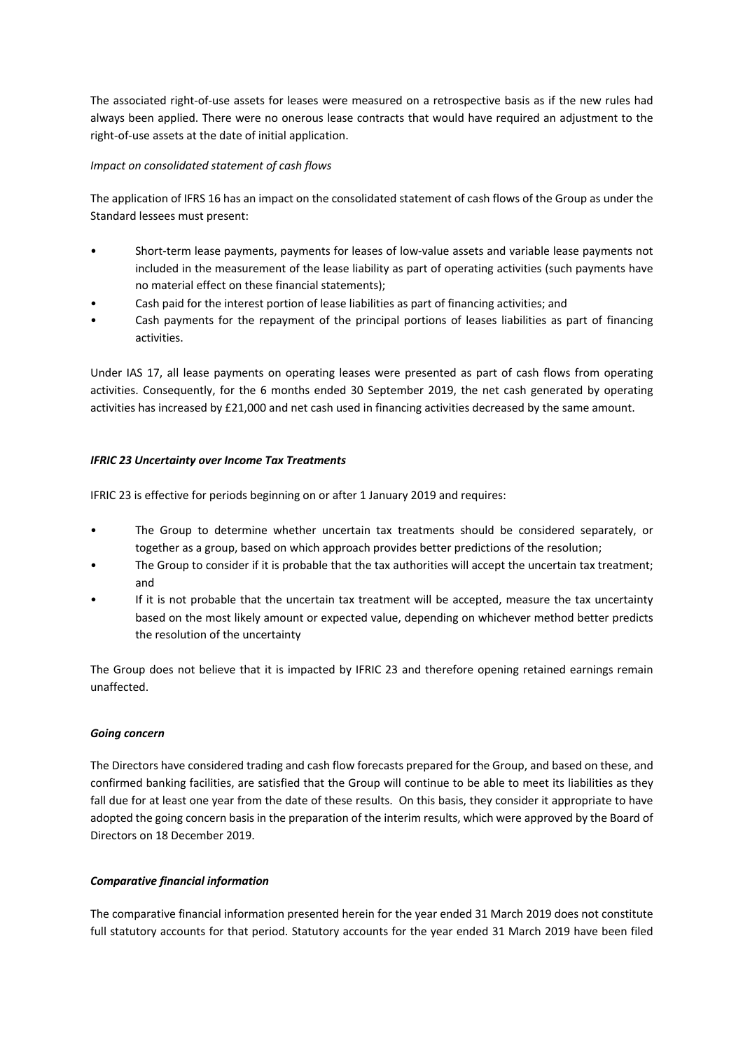The associated right-of-use assets for leases were measured on a retrospective basis as if the new rules had always been applied. There were no onerous lease contracts that would have required an adjustment to the right-of-use assets at the date of initial application.

*Impact on consolidated statement of cash flows*

The application of IFRS 16 has an impact on the consolidated statement of cash flows of the Group as under the Standard lessees must present:

- Short-term lease payments, payments for leases of low-value assets and variable lease payments not included in the measurement of the lease liability as part of operating activities (such payments have no material effect on these financial statements);
- Cash paid for the interest portion of lease liabilities as part of financing activities; and
- Cash payments for the repayment of the principal portions of leases liabilities as part of financing activities.

Under IAS 17, all lease payments on operating leases were presented as part of cash flows from operating activities. Consequently, for the 6 months ended 30 September 2019, the net cash generated by operating activities has increased by £21,000 and net cash used in financing activities decreased by the same amount.

***IFRIC 23 Uncertainty over Income Tax Treatments***

IFRIC 23 is effective for periods beginning on or after 1 January 2019 and requires:

- The Group to determine whether uncertain tax treatments should be considered separately, or together as a group, based on which approach provides better predictions of the resolution;
- The Group to consider if it is probable that the tax authorities will accept the uncertain tax treatment; and
- If it is not probable that the uncertain tax treatment will be accepted, measure the tax uncertainty based on the most likely amount or expected value, depending on whichever method better predicts the resolution of the uncertainty

The Group does not believe that it is impacted by IFRIC 23 and therefore opening retained earnings remain unaffected.

***Going concern***

The Directors have considered trading and cash flow forecasts prepared for the Group, and based on these, and confirmed banking facilities, are satisfied that the Group will continue to be able to meet its liabilities as they fall due for at least one year from the date of these results. On this basis, they consider it appropriate to have adopted the going concern basis in the preparation of the interim results, which were approved by the Board of Directors on 18 December 2019.

***Comparative financial information***

The comparative financial information presented herein for the year ended 31 March 2019 does not constitute full statutory accounts for that period. Statutory accounts for the year ended 31 March 2019 have been filed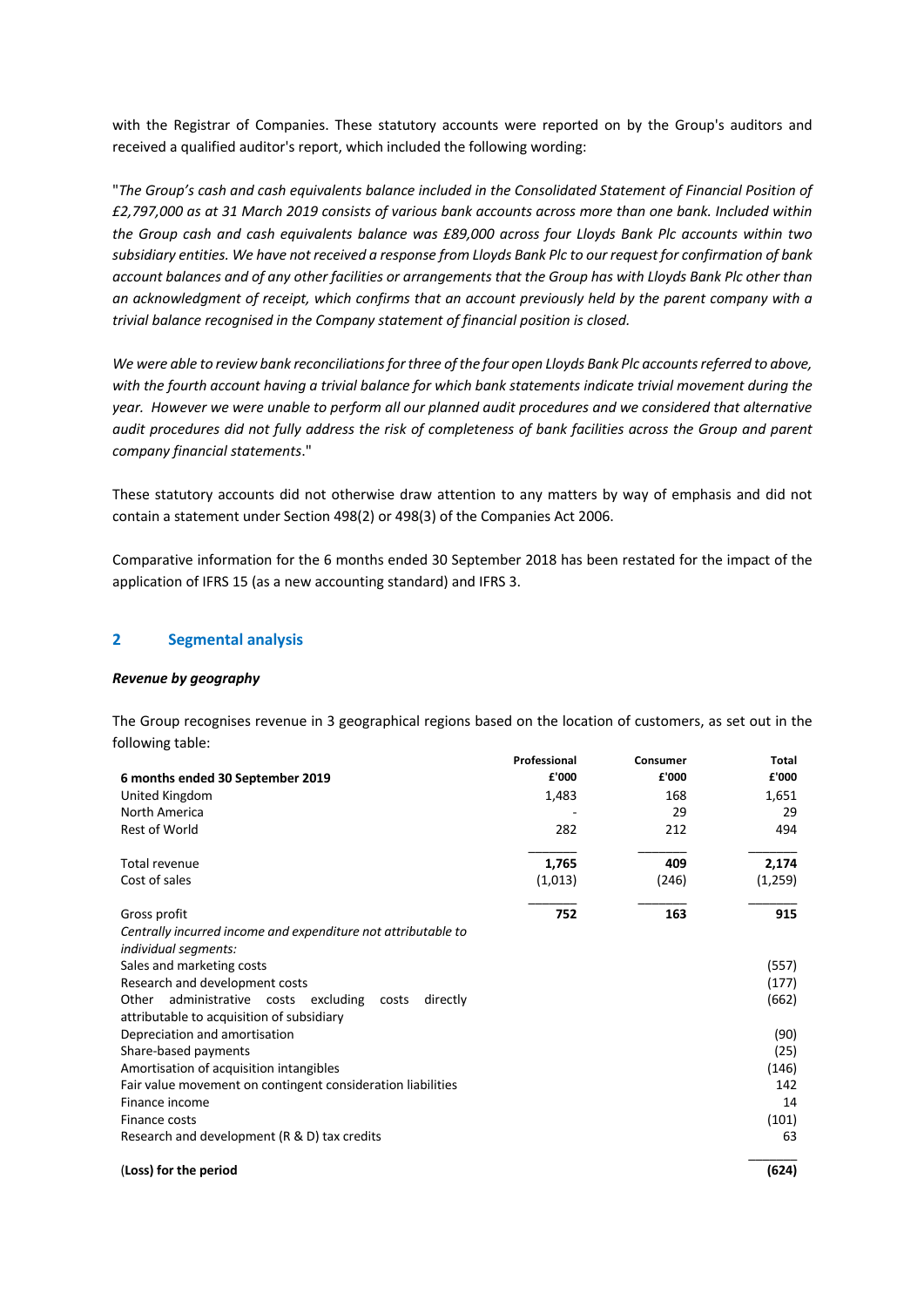with the Registrar of Companies. These statutory accounts were reported on by the Group's auditors and received a qualified auditor's report, which included the following wording:

"*The Group's cash and cash equivalents balance included in the Consolidated Statement of Financial Position of £2,797,000 as at 31 March 2019 consists of various bank accounts across more than one bank. Included within the Group cash and cash equivalents balance was £89,000 across four Lloyds Bank Plc accounts within two subsidiary entities. We have not received a response from Lloyds Bank Plc to our request for confirmation of bank account balances and of any other facilities or arrangements that the Group has with Lloyds Bank Plc other than an acknowledgment of receipt, which confirms that an account previously held by the parent company with a trivial balance recognised in the Company statement of financial position is closed.*

*We were able to review bank reconciliations for three of the four open Lloyds Bank Plc accounts referred to above, with the fourth account having a trivial balance for which bank statements indicate trivial movement during the year. However we were unable to perform all our planned audit procedures and we considered that alternative audit procedures did not fully address the risk of completeness of bank facilities across the Group and parent company financial statements*."

These statutory accounts did not otherwise draw attention to any matters by way of emphasis and did not contain a statement under Section 498(2) or 498(3) of the Companies Act 2006.

Comparative information for the 6 months ended 30 September 2018 has been restated for the impact of the application of IFRS 15 (as a new accounting standard) and IFRS 3.

## 2 Segmental analysis

### *Revenue by geography*

The Group recognises revenue in 3 geographical regions based on the location of customers, as set out in the following table:

| **6 months ended 30 September 2019** | **Professional £'000** | **Consumer £'000** | **Total £'000** |
|---|---|---|---|
| United Kingdom | 1,483 | 168 | 1,651 |
| North America | - | 29 | 29 |
| Rest of World | 282 | 212 | 494 |
| Total revenue | **1,765** | **409** | **2,174** |
| Cost of sales | (1,013) | (246) | (1,259) |
| Gross profit | **752** | **163** | **915** |
| *Centrally incurred income and expenditure not attributable to individual segments:* | | | |
| Sales and marketing costs | | | (557) |
| Research and development costs | | | (177) |
| Other administrative costs excluding costs directly attributable to acquisition of subsidiary | | | (662) |
| Depreciation and amortisation | | | (90) |
| Share-based payments | | | (25) |
| Amortisation of acquisition intangibles | | | (146) |
| Fair value movement on contingent consideration liabilities | | | 142 |
| Finance income | | | 14 |
| Finance costs | | | (101) |
| Research and development (R & D) tax credits | | | 63 |
| **(Loss) for the period** | | | **(624)** |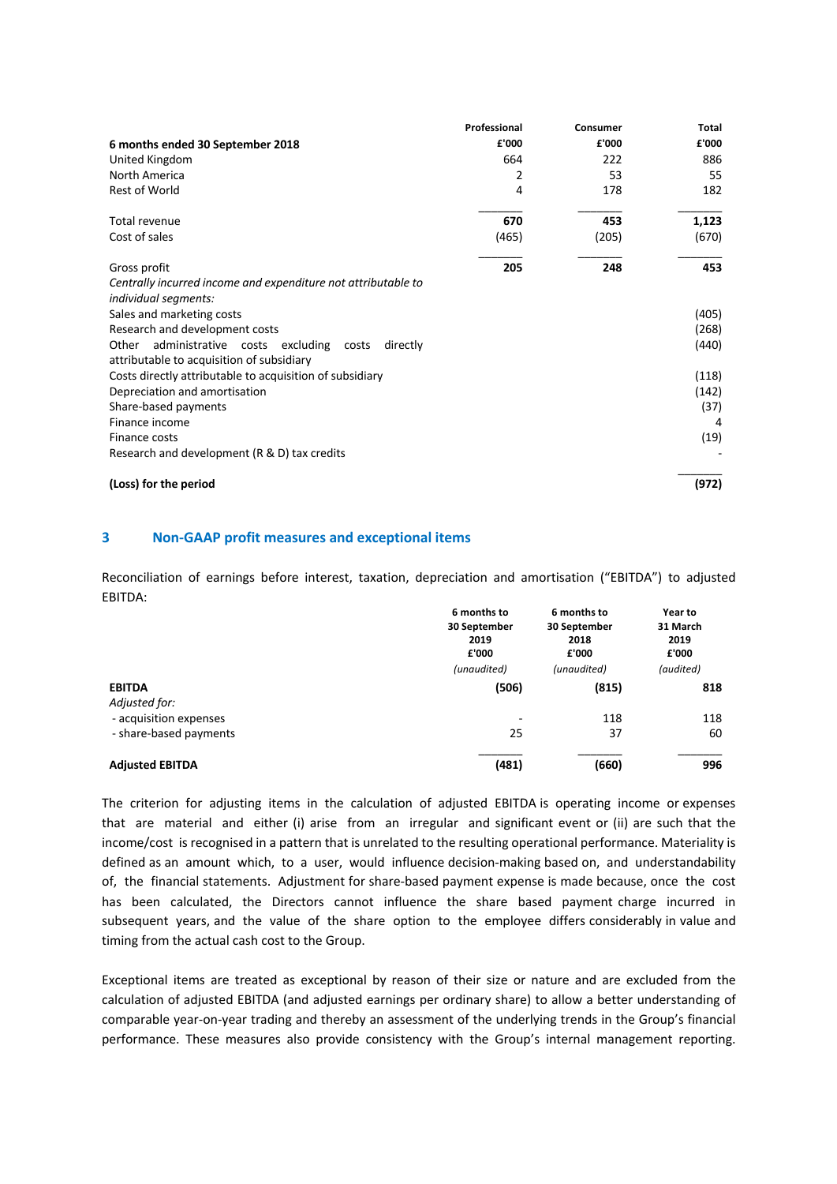| 6 months ended 30 September 2018 | Professional £'000 | Consumer £'000 | Total £'000 |
|---|---|---|---|
| United Kingdom | 664 | 222 | 886 |
| North America | 2 | 53 | 55 |
| Rest of World | 4 | 178 | 182 |
| **Total revenue** | **670** | **453** | **1,123** |
| Cost of sales | (465) | (205) | (670) |
| **Gross profit** | **205** | **248** | **453** |
| *Centrally incurred income and expenditure not attributable to individual segments:* | | | |
| Sales and marketing costs | | | (405) |
| Research and development costs | | | (268) |
| Other administrative costs excluding costs directly attributable to acquisition of subsidiary | | | (440) |
| Costs directly attributable to acquisition of subsidiary | | | (118) |
| Depreciation and amortisation | | | (142) |
| Share-based payments | | | (37) |
| Finance income | | | 4 |
| Finance costs | | | (19) |
| Research and development (R & D) tax credits | | | - |
| **(Loss) for the period** | | | **(972)** |

## 3 Non-GAAP profit measures and exceptional items

Reconciliation of earnings before interest, taxation, depreciation and amortisation ("EBITDA") to adjusted EBITDA:

| | 6 months to 30 September 2019 £'000 (unaudited) | 6 months to 30 September 2018 £'000 (unaudited) | Year to 31 March 2019 £'000 (audited) |
|---|---|---|---|
| **EBITDA** | **(506)** | **(815)** | **818** |
| *Adjusted for:* | | | |
| - acquisition expenses | - | 118 | 118 |
| - share-based payments | 25 | 37 | 60 |
| **Adjusted EBITDA** | **(481)** | **(660)** | **996** |

The criterion for adjusting items in the calculation of adjusted EBITDA is operating income or expenses that are material and either (i) arise from an irregular and significant event or (ii) are such that the income/cost is recognised in a pattern that is unrelated to the resulting operational performance. Materiality is defined as an amount which, to a user, would influence decision-making based on, and understandability of, the financial statements. Adjustment for share-based payment expense is made because, once the cost has been calculated, the Directors cannot influence the share based payment charge incurred in subsequent years, and the value of the share option to the employee differs considerably in value and timing from the actual cash cost to the Group.

Exceptional items are treated as exceptional by reason of their size or nature and are excluded from the calculation of adjusted EBITDA (and adjusted earnings per ordinary share) to allow a better understanding of comparable year-on-year trading and thereby an assessment of the underlying trends in the Group's financial performance. These measures also provide consistency with the Group's internal management reporting.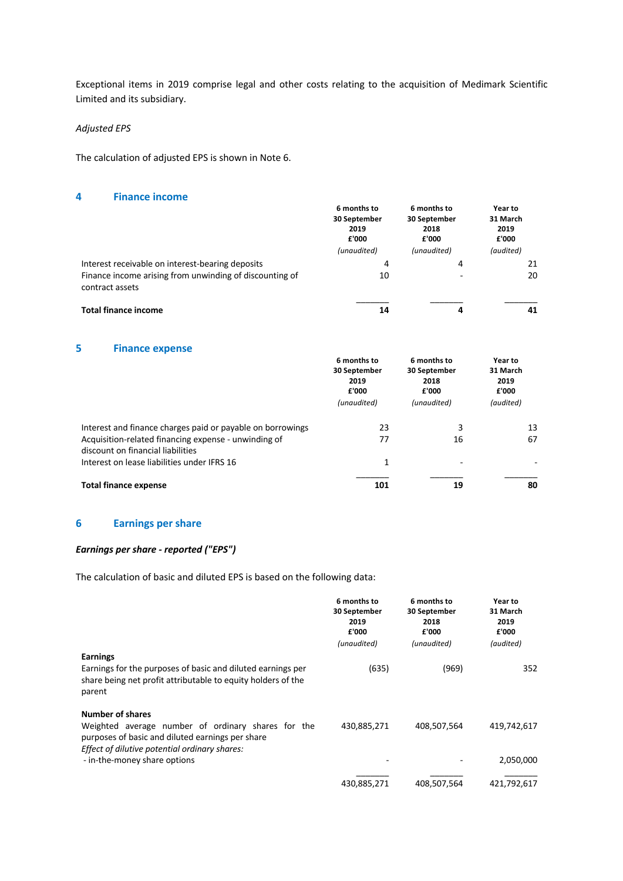Exceptional items in 2019 comprise legal and other costs relating to the acquisition of Medimark Scientific Limited and its subsidiary.

*Adjusted EPS*

The calculation of adjusted EPS is shown in Note 6.

## 4 Finance income

| | 6 months to 30 September 2019 £'000 *(unaudited)* | 6 months to 30 September 2018 £'000 *(unaudited)* | Year to 31 March 2019 £'000 *(audited)* |
|---|---|---|---|
| Interest receivable on interest-bearing deposits | 4 | 4 | 21 |
| Finance income arising from unwinding of discounting of contract assets | 10 | - | 20 |
| **Total finance income** | **14** | **4** | **41** |

## 5 Finance expense

| | 6 months to 30 September 2019 £'000 *(unaudited)* | 6 months to 30 September 2018 £'000 *(unaudited)* | Year to 31 March 2019 £'000 *(audited)* |
|---|---|---|---|
| Interest and finance charges paid or payable on borrowings | 23 | 3 | 13 |
| Acquisition-related financing expense - unwinding of discount on financial liabilities | 77 | 16 | 67 |
| Interest on lease liabilities under IFRS 16 | 1 | - | - |
| **Total finance expense** | **101** | **19** | **80** |

## 6 Earnings per share

***Earnings per share - reported ("EPS")***

The calculation of basic and diluted EPS is based on the following data:

| | 6 months to 30 September 2019 £'000 *(unaudited)* | 6 months to 30 September 2018 £'000 *(unaudited)* | Year to 31 March 2019 £'000 *(audited)* |
|---|---|---|---|
| **Earnings** | | | |
| Earnings for the purposes of basic and diluted earnings per share being net profit attributable to equity holders of the parent | (635) | (969) | 352 |
| **Number of shares** | | | |
| Weighted average number of ordinary shares for the purposes of basic and diluted earnings per share | 430,885,271 | 408,507,564 | 419,742,617 |
| *Effect of dilutive potential ordinary shares:* | | | |
| - in-the-money share options | - | - | 2,050,000 |
| | 430,885,271 | 408,507,564 | 421,792,617 |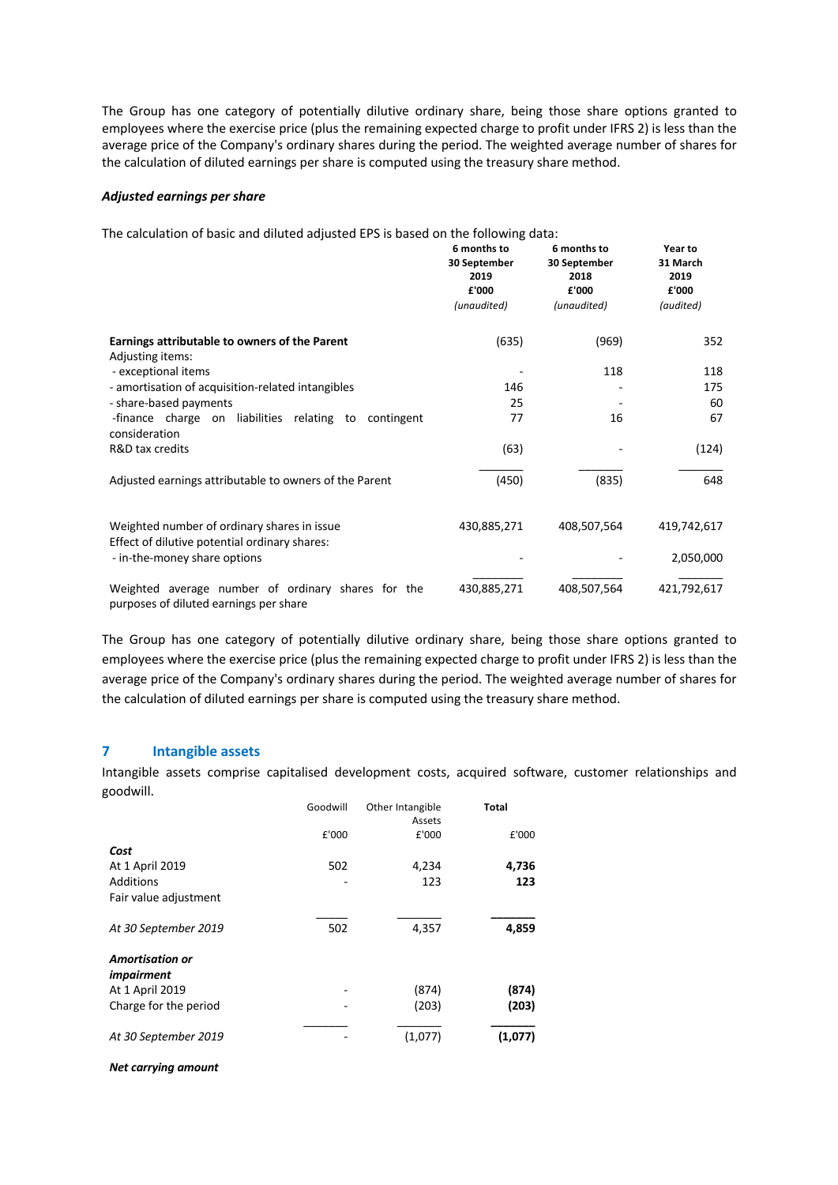The Group has one category of potentially dilutive ordinary share, being those share options granted to employees where the exercise price (plus the remaining expected charge to profit under IFRS 2) is less than the average price of the Company's ordinary shares during the period. The weighted average number of shares for the calculation of diluted earnings per share is computed using the treasury share method.

***Adjusted earnings per share***

The calculation of basic and diluted adjusted EPS is based on the following data:

| | 6 months to 30 September 2019 £'000 *(unaudited)* | 6 months to 30 September 2018 £'000 *(unaudited)* | Year to 31 March 2019 £'000 *(audited)* |
|---|---|---|---|
| **Earnings attributable to owners of the Parent** | (635) | (969) | 352 |
| Adjusting items: | | | |
| - exceptional items | - | 118 | 118 |
| - amortisation of acquisition-related intangibles | 146 | - | 175 |
| - share-based payments | 25 | - | 60 |
| -finance charge on liabilities relating to contingent consideration | 77 | 16 | 67 |
| R&D tax credits | (63) | - | (124) |
| Adjusted earnings attributable to owners of the Parent | (450) | (835) | 648 |
| | | | |
| Weighted number of ordinary shares in issue | 430,885,271 | 408,507,564 | 419,742,617 |
| Effect of dilutive potential ordinary shares: | | | |
| - in-the-money share options | - | - | 2,050,000 |
| Weighted average number of ordinary shares for the purposes of diluted earnings per share | 430,885,271 | 408,507,564 | 421,792,617 |

The Group has one category of potentially dilutive ordinary share, being those share options granted to employees where the exercise price (plus the remaining expected charge to profit under IFRS 2) is less than the average price of the Company's ordinary shares during the period. The weighted average number of shares for the calculation of diluted earnings per share is computed using the treasury share method.

## 7 Intangible assets

Intangible assets comprise capitalised development costs, acquired software, customer relationships and goodwill.

| | Goodwill £'000 | Other Intangible Assets £'000 | **Total** £'000 |
|---|---|---|---|
| ***Cost*** | | | |
| At 1 April 2019 | 502 | 4,234 | **4,736** |
| Additions | - | 123 | **123** |
| Fair value adjustment | | | |
| *At 30 September 2019* | 502 | 4,357 | **4,859** |
| ***Amortisation or impairment*** | | | |
| At 1 April 2019 | - | (874) | **(874)** |
| Charge for the period | - | (203) | **(203)** |
| *At 30 September 2019* | - | (1,077) | **(1,077)** |
| ***Net carrying amount*** | | | |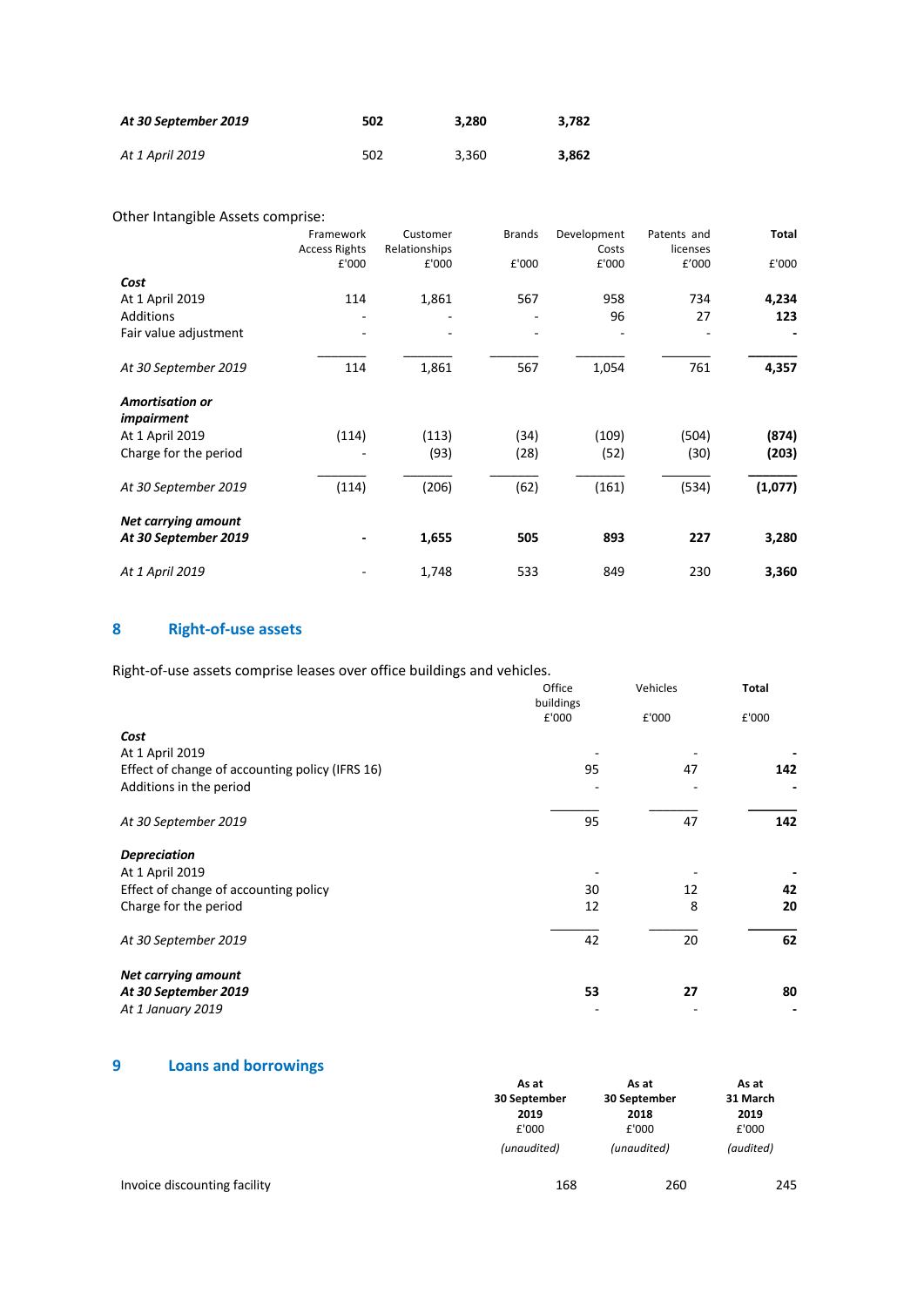| | | | |
|---|---|---|---|
| ***At 30 September 2019*** | **502** | **3,280** | **3,782** |
| *At 1 April 2019* | 502 | 3,360 | **3,862** |

Other Intangible Assets comprise:

| | Framework Access Rights £'000 | Customer Relationships £'000 | Brands £'000 | Development Costs £'000 | Patents and licenses £'000 | **Total** £'000 |
|---|---|---|---|---|---|---|
| ***Cost*** | | | | | | |
| At 1 April 2019 | 114 | 1,861 | 567 | 958 | 734 | **4,234** |
| Additions | - | - | - | 96 | 27 | **123** |
| Fair value adjustment | - | - | - | - | - | **-** |
| *At 30 September 2019* | 114 | 1,861 | 567 | 1,054 | 761 | **4,357** |
| ***Amortisation or impairment*** | | | | | | |
| At 1 April 2019 | (114) | (113) | (34) | (109) | (504) | **(874)** |
| Charge for the period | - | (93) | (28) | (52) | (30) | **(203)** |
| *At 30 September 2019* | (114) | (206) | (62) | (161) | (534) | **(1,077)** |
| ***Net carrying amount*** | | | | | | |
| ***At 30 September 2019*** | **-** | **1,655** | **505** | **893** | **227** | **3,280** |
| *At 1 April 2019* | - | 1,748 | 533 | 849 | 230 | **3,360** |

## 8 Right-of-use assets

Right-of-use assets comprise leases over office buildings and vehicles.

| | Office buildings £'000 | Vehicles £'000 | **Total** £'000 |
|---|---|---|---|
| ***Cost*** | | | |
| At 1 April 2019 | - | - | **-** |
| Effect of change of accounting policy (IFRS 16) | 95 | 47 | **142** |
| Additions in the period | - | - | **-** |
| *At 30 September 2019* | 95 | 47 | **142** |
| ***Depreciation*** | | | |
| At 1 April 2019 | - | - | **-** |
| Effect of change of accounting policy | 30 | 12 | **42** |
| Charge for the period | 12 | 8 | **20** |
| *At 30 September 2019* | 42 | 20 | **62** |
| ***Net carrying amount*** | | | |
| ***At 30 September 2019*** | **53** | **27** | **80** |
| *At 1 January 2019* | - | - | **-** |

## 9 Loans and borrowings

| | **As at 30 September 2019** £'000 *(unaudited)* | **As at 30 September 2018** £'000 *(unaudited)* | **As at 31 March 2019** £'000 *(audited)* |
|---|---|---|---|
| Invoice discounting facility | 168 | 260 | 245 |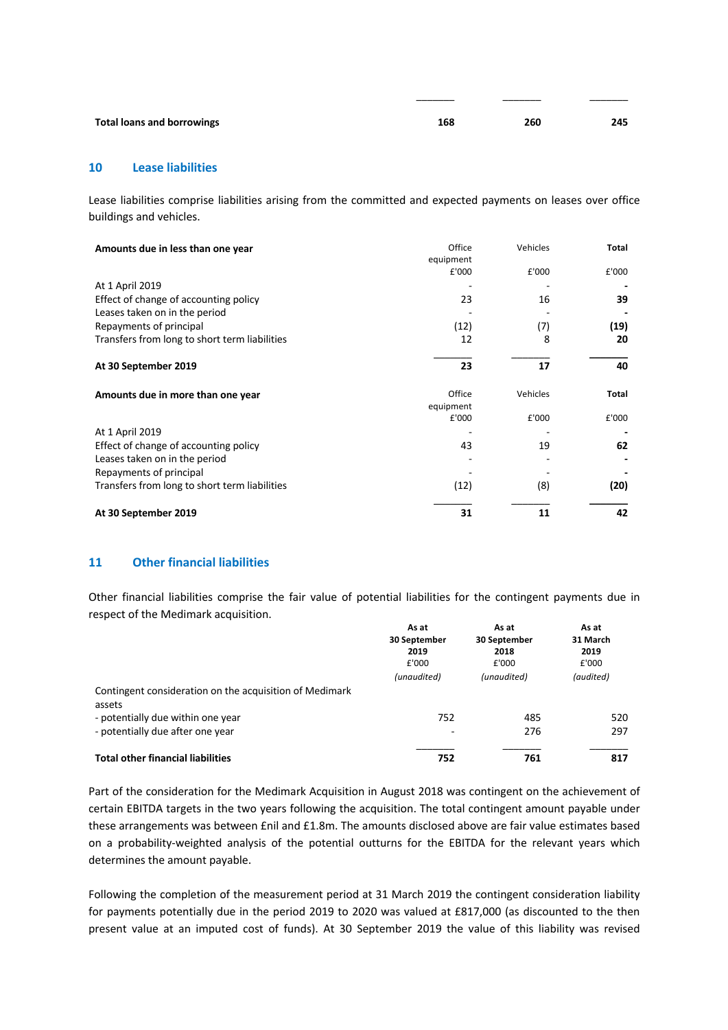| | | | |
|---|---|---|---|
| **Total loans and borrowings** | **168** | **260** | **245** |

## 10 Lease liabilities

Lease liabilities comprise liabilities arising from the committed and expected payments on leases over office buildings and vehicles.

| **Amounts due in less than one year** | Office equipment £'000 | Vehicles £'000 | **Total** £'000 |
|---|---|---|---|
| At 1 April 2019 | - | - | **-** |
| Effect of change of accounting policy | 23 | 16 | **39** |
| Leases taken on in the period | - | - | **-** |
| Repayments of principal | (12) | (7) | **(19)** |
| Transfers from long to short term liabilities | 12 | 8 | **20** |
| **At 30 September 2019** | **23** | **17** | **40** |

| **Amounts due in more than one year** | Office equipment £'000 | Vehicles £'000 | **Total** £'000 |
|---|---|---|---|
| At 1 April 2019 | - | - | **-** |
| Effect of change of accounting policy | 43 | 19 | **62** |
| Leases taken on in the period | - | - | **-** |
| Repayments of principal | - | - | **-** |
| Transfers from long to short term liabilities | (12) | (8) | **(20)** |
| **At 30 September 2019** | **31** | **11** | **42** |

## 11 Other financial liabilities

Other financial liabilities comprise the fair value of potential liabilities for the contingent payments due in respect of the Medimark acquisition.

| | **As at 30 September 2019** £'000 *(unaudited)* | **As at 30 September 2018** £'000 *(unaudited)* | **As at 31 March 2019** £'000 *(audited)* |
|---|---|---|---|
| Contingent consideration on the acquisition of Medimark assets | | | |
| - potentially due within one year | 752 | 485 | 520 |
| - potentially due after one year | - | 276 | 297 |
| **Total other financial liabilities** | **752** | **761** | **817** |

Part of the consideration for the Medimark Acquisition in August 2018 was contingent on the achievement of certain EBITDA targets in the two years following the acquisition. The total contingent amount payable under these arrangements was between £nil and £1.8m. The amounts disclosed above are fair value estimates based on a probability-weighted analysis of the potential outturns for the EBITDA for the relevant years which determines the amount payable.

Following the completion of the measurement period at 31 March 2019 the contingent consideration liability for payments potentially due in the period 2019 to 2020 was valued at £817,000 (as discounted to the then present value at an imputed cost of funds). At 30 September 2019 the value of this liability was revised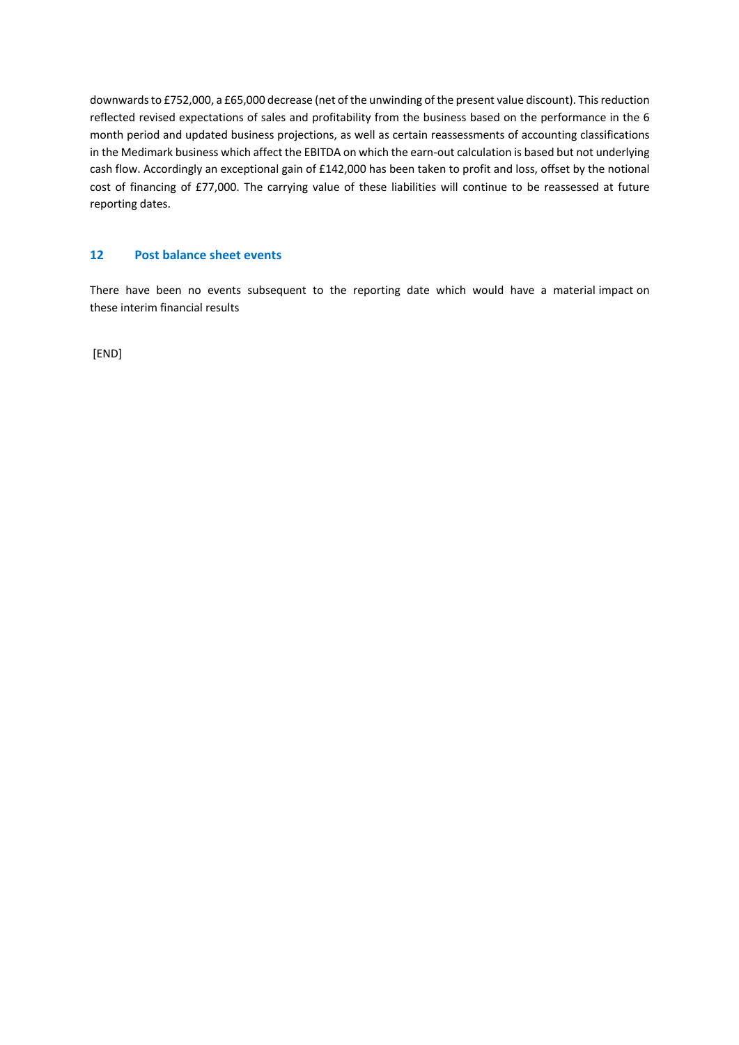downwards to £752,000, a £65,000 decrease (net of the unwinding of the present value discount). This reduction reflected revised expectations of sales and profitability from the business based on the performance in the 6 month period and updated business projections, as well as certain reassessments of accounting classifications in the Medimark business which affect the EBITDA on which the earn-out calculation is based but not underlying cash flow. Accordingly an exceptional gain of £142,000 has been taken to profit and loss, offset by the notional cost of financing of £77,000. The carrying value of these liabilities will continue to be reassessed at future reporting dates.

## 12 Post balance sheet events

There have been no events subsequent to the reporting date which would have a material impact on these interim financial results

[END]